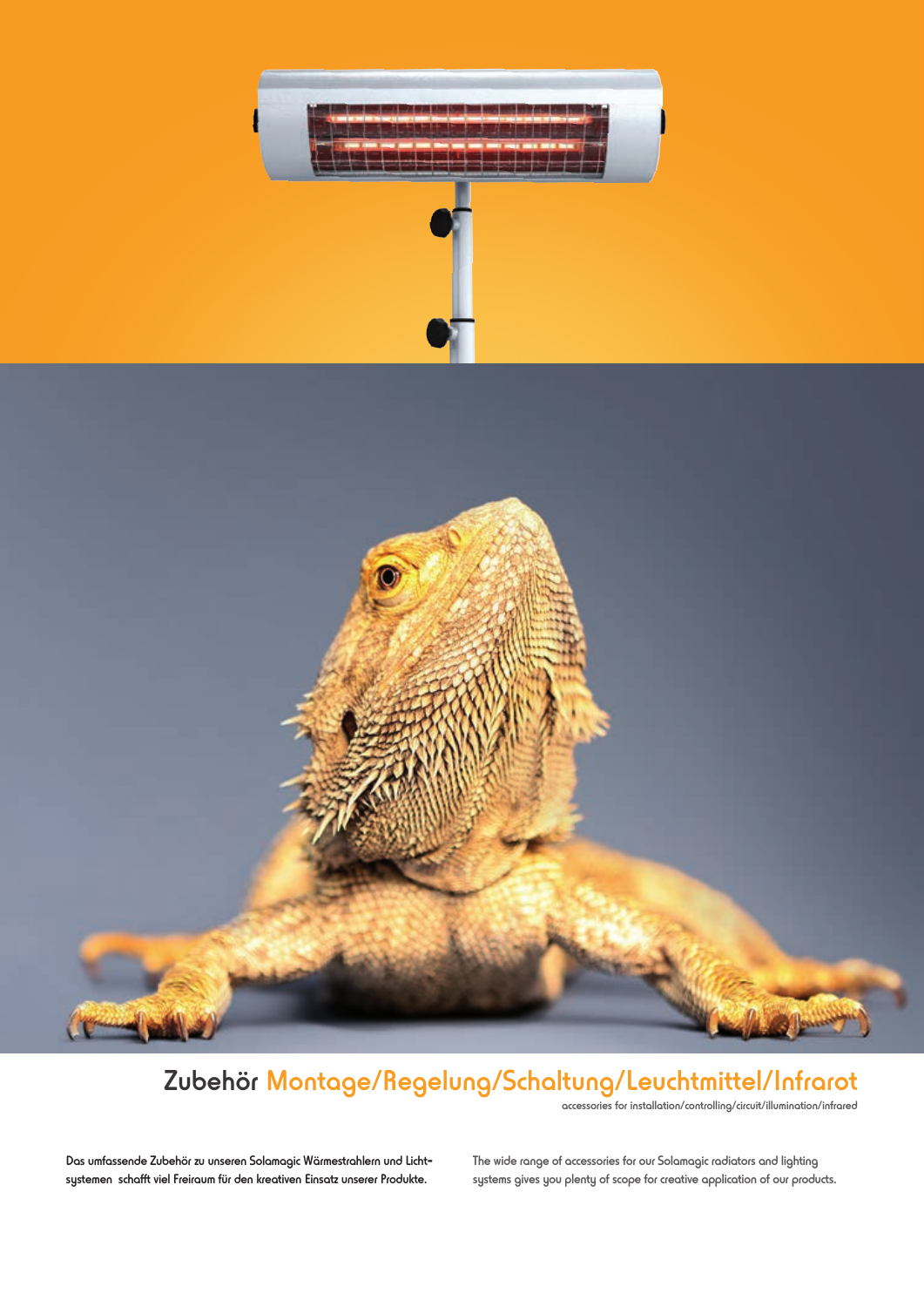# Zubehör Montage/Regelung/Schaltung/Leuchtmittel/Infrarot

accessories for installation/controlling/circuit/illumination/infrared

**Das umfassende Zubehör zu unseren Solamagic Wärmestrahlern und Lichtsystemen schafft viel Freiraum für den kreativen Einsatz unserer Produkte.**

The wide range of accessories for our Solamagic radiators and lighting systems gives you plenty of scope for creative application of our products.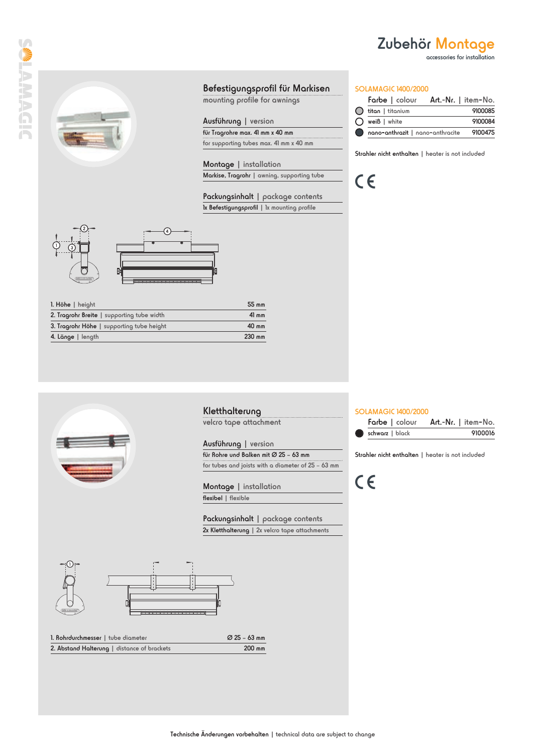# Zubehör Montage

accessories for installation

## Befestigungsprofil für Markisen

mounting profile for awnings

**Ausführung** | version

für Tragrohre max. 41 mm x 40 mm

for supporting tubes max. 41 mm x 40 mm

**Montage** | installation

Markise, Tragrohr | awning, supporting tube

**Packungsinhalt** | package contents

1x Befestigungsprofil | 1x mounting profile

| | |
|---|---|
| 1. Höhe \| height | 55 mm |
| 2. Tragrohr Breite \| supporting tube width | 41 mm |
| 3. Tragrohr Höhe \| supporting tube height | 40 mm |
| 4. Länge \| length | 230 mm |

SOLAMAGIC 1400/2000

| Farbe \| colour | Art.-Nr. \| item-No. |
|---|---|
| titan \| titanium | 9100085 |
| weiß \| white | 9100084 |
| nano-anthrazit \| nano-anthracite | 9100475 |

Strahler nicht enthalten | heater is not included

CE

## Kletthalterung

velcro tape attachment

**Ausführung** | version

für Rohre und Balken mit Ø 25 – 63 mm

for tubes and joists with a diameter of 25 – 63 mm

**Montage** | installation

flexibel | flexible

**Packungsinhalt** | package contents

2x Kletthalterung | 2x velcro tape attachments

| | |
|---|---|
| 1. Rohrdurchmesser \| tube diameter | Ø 25 – 63 mm |
| 2. Abstand Halterung \| distance of brackets | 200 mm |

SOLAMAGIC 1400/2000

| Farbe \| colour | Art.-Nr. \| item-No. |
|---|---|
| schwarz \| black | 9100016 |

Strahler nicht enthalten | heater is not included

CE

Technische Änderungen vorbehalten | technical data are subject to change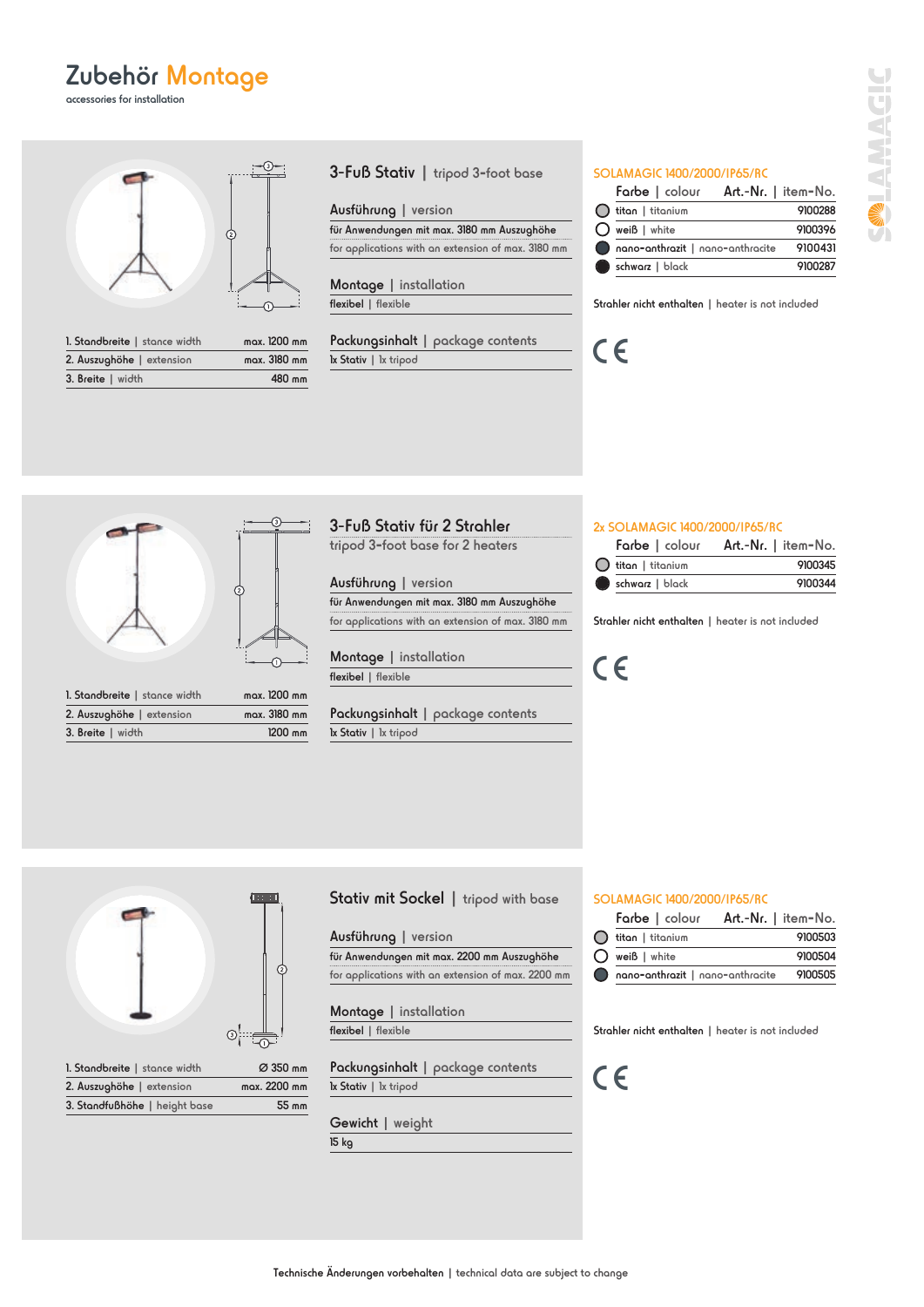# Zubehör Montage

accessories for installation

## 3-Fuß Stativ | tripod 3-foot base

| | | |
|---|---|---|
| 1. Standbreite \| stance width | | max. 1200 mm |
| 2. Auszughöhe \| extension | | max. 3180 mm |
| 3. Breite \| width | | 480 mm |

**Ausführung | version**

für Anwendungen mit max. 3180 mm Auszughöhe

for applications with an extension of max. 3180 mm

**Montage | installation**

flexibel | flexible

**Packungsinhalt | package contents**

1x Stativ | 1x tripod

**SOLAMAGIC 1400/2000/IP65/RC**

| Farbe \| colour | Art.-Nr. \| item-No. |
|---|---|
| titan \| titanium | 9100288 |
| weiß \| white | 9100396 |
| nano-anthrazit \| nano-anthracite | 9100431 |
| schwarz \| black | 9100287 |

Strahler nicht enthalten | heater is not included

CE

## 3-Fuß Stativ für 2 Strahler

tripod 3-foot base for 2 heaters

| | | |
|---|---|---|
| 1. Standbreite \| stance width | | max. 1200 mm |
| 2. Auszughöhe \| extension | | max. 3180 mm |
| 3. Breite \| width | | 1200 mm |

**Ausführung | version**

für Anwendungen mit max. 3180 mm Auszughöhe

for applications with an extension of max. 3180 mm

**Montage | installation**

flexibel | flexible

**Packungsinhalt | package contents**

1x Stativ | 1x tripod

**2x SOLAMAGIC 1400/2000/IP65/RC**

| Farbe \| colour | Art.-Nr. \| item-No. |
|---|---|
| titan \| titanium | 9100345 |
| schwarz \| black | 9100344 |

Strahler nicht enthalten | heater is not included

CE

## Stativ mit Sockel | tripod with base

| | | |
|---|---|---|
| 1. Standbreite \| stance width | | Ø 350 mm |
| 2. Auszughöhe \| extension | | max. 2200 mm |
| 3. Standfußhöhe \| height base | | 55 mm |

**Ausführung | version**

für Anwendungen mit max. 2200 mm Auszughöhe

for applications with an extension of max. 2200 mm

**Montage | installation**

flexibel | flexible

**Packungsinhalt | package contents**

1x Stativ | 1x tripod

**Gewicht | weight**

15 kg

**SOLAMAGIC 1400/2000/IP65/RC**

| Farbe \| colour | Art.-Nr. \| item-No. |
|---|---|
| titan \| titanium | 9100503 |
| weiß \| white | 9100504 |
| nano-anthrazit \| nano-anthracite | 9100505 |

Strahler nicht enthalten | heater is not included

CE

Technische Änderungen vorbehalten | technical data are subject to change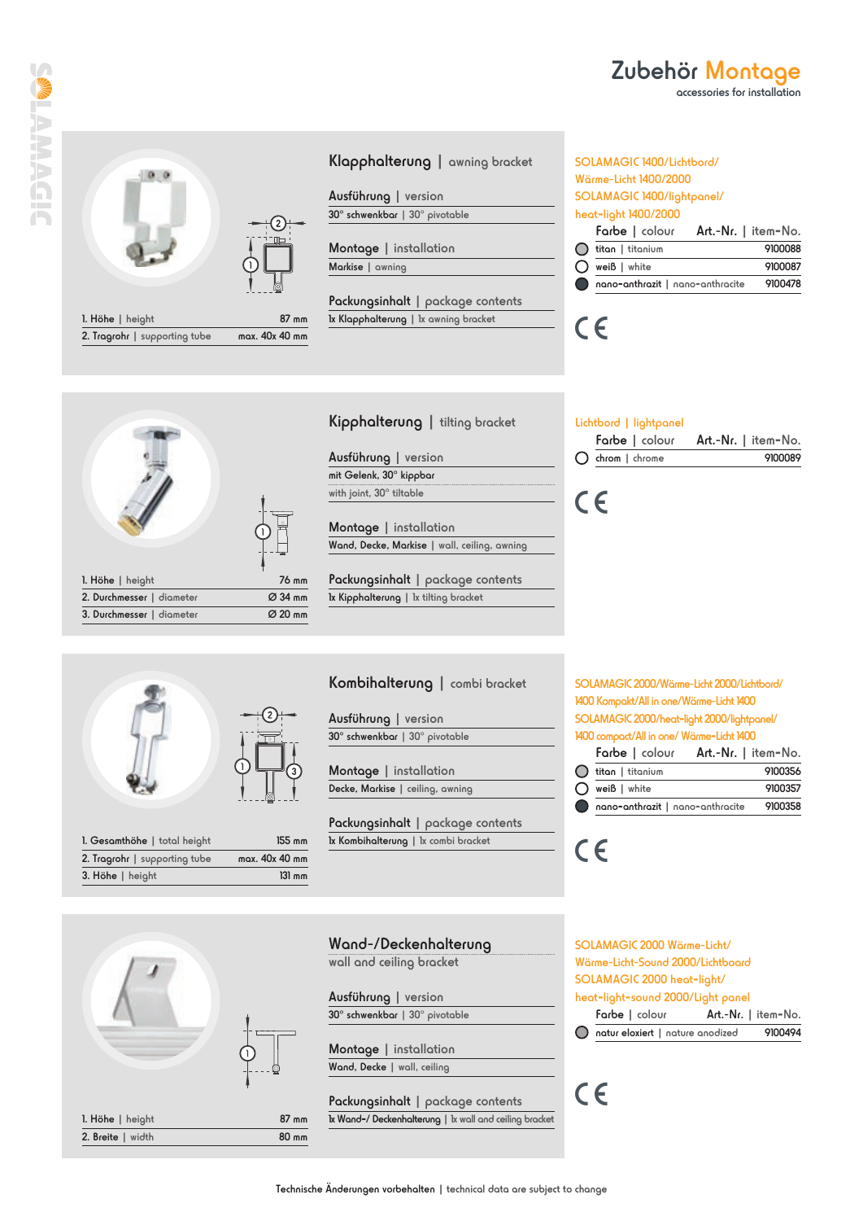# Zubehör Montage

accessories for installation

## Klapphalterung | awning bracket

| | |
|---|---|
| 1. Höhe \| height | 87 mm |
| 2. Tragrohr \| supporting tube | max. 40x 40 mm |

**Ausführung | version**
30° schwenkbar | 30° pivotable

**Montage | installation**
Markise | awning

**Packungsinhalt | package contents**
1x Klapphalterung | 1x awning bracket

SOLAMAGIC 1400/Lichtbord/
Wärme-Licht 1400/2000
SOLAMAGIC 1400/lightpanel/
heat-light 1400/2000

| Farbe \| colour | Art.-Nr. \| item-No. |
|---|---|
| titan \| titanium | 9100088 |
| weiß \| white | 9100087 |
| nano-anthrazit \| nano-anthracite | 9100478 |

CE

## Kipphalterung | tilting bracket

| | |
|---|---|
| 1. Höhe \| height | 76 mm |
| 2. Durchmesser \| diameter | Ø 34 mm |
| 3. Durchmesser \| diameter | Ø 20 mm |

**Ausführung | version**
mit Gelenk, 30° kippbar
with joint, 30° tiltable

**Montage | installation**
Wand, Decke, Markise | wall, ceiling, awning

**Packungsinhalt | package contents**
1x Kipphalterung | 1x tilting bracket

Lichtbord | lightpanel

| Farbe \| colour | Art.-Nr. \| item-No. |
|---|---|
| chrom \| chrome | 9100089 |

CE

## Kombihalterung | combi bracket

| | |
|---|---|
| 1. Gesamthöhe \| total height | 155 mm |
| 2. Tragrohr \| supporting tube | max. 40x 40 mm |
| 3. Höhe \| height | 131 mm |

**Ausführung | version**
30° schwenkbar | 30° pivotable

**Montage | installation**
Decke, Markise | ceiling, awning

**Packungsinhalt | package contents**
1x Kombihalterung | 1x combi bracket

SOLAMAGIC 2000/Wärme-Licht 2000/Lichtbord/
1400 Kompakt/All in one/Wärme-Licht 1400
SOLAMAGIC 2000/heat-light 2000/lightpanel/
1400 compact/All in one/ Wärme-Licht 1400

| Farbe \| colour | Art.-Nr. \| item-No. |
|---|---|
| titan \| titanium | 9100356 |
| weiß \| white | 9100357 |
| nano-anthrazit \| nano-anthracite | 9100358 |

CE

## Wand-/Deckenhalterung
wall and ceiling bracket

| | |
|---|---|
| 1. Höhe \| height | 87 mm |
| 2. Breite \| width | 80 mm |

**Ausführung | version**
30° schwenkbar | 30° pivotable

**Montage | installation**
Wand, Decke | wall, ceiling

**Packungsinhalt | package contents**
1x Wand-/ Deckenhalterung | 1x wall and ceiling bracket

SOLAMAGIC 2000 Wärme-Licht/
Wärme-Licht-Sound 2000/Lichtboard
SOLAMAGIC 2000 heat-light/
heat-light-sound 2000/Light panel

| Farbe \| colour | Art.-Nr. \| item-No. |
|---|---|
| natur eloxiert \| nature anodized | 9100494 |

CE

Technische Änderungen vorbehalten | technical data are subject to change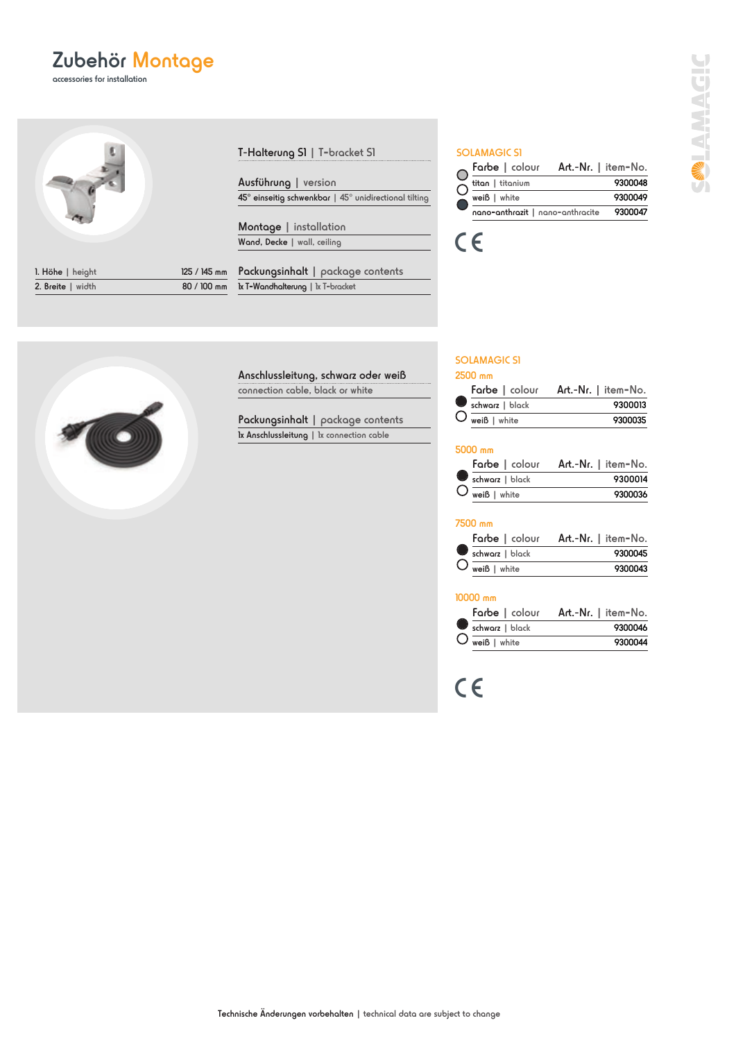# Zubehör Montage

accessories for installation

## T-Halterung S1 | T-bracket S1

**Ausführung | version**

45° einseitig schwenkbar | 45° unidirectional tilting

**Montage | installation**

Wand, Decke | wall, ceiling

| | |
|---|---|
| 1. Höhe \| height | 125 / 145 mm |
| 2. Breite \| width | 80 / 100 mm |

**Packungsinhalt | package contents**

1x T-Wandhalterung | 1x T-bracket

### SOLAMAGIC S1

| Farbe \| colour | Art.-Nr. \| item-No. |
|---|---|
| titan \| titanium | 9300048 |
| weiß \| white | 9300049 |
| nano-anthrazit \| nano-anthracite | 9300047 |

CE

## Anschlussleitung, schwarz oder weiß

connection cable, black or white

**Packungsinhalt | package contents**

1x Anschlussleitung | 1x connection cable

### SOLAMAGIC S1

**2500 mm**

| Farbe \| colour | Art.-Nr. \| item-No. |
|---|---|
| schwarz \| black | 9300013 |
| weiß \| white | 9300035 |

**5000 mm**

| Farbe \| colour | Art.-Nr. \| item-No. |
|---|---|
| schwarz \| black | 9300014 |
| weiß \| white | 9300036 |

**7500 mm**

| Farbe \| colour | Art.-Nr. \| item-No. |
|---|---|
| schwarz \| black | 9300045 |
| weiß \| white | 9300043 |

**10000 mm**

| Farbe \| colour | Art.-Nr. \| item-No. |
|---|---|
| schwarz \| black | 9300046 |
| weiß \| white | 9300044 |

CE

Technische Änderungen vorbehalten | technical data are subject to change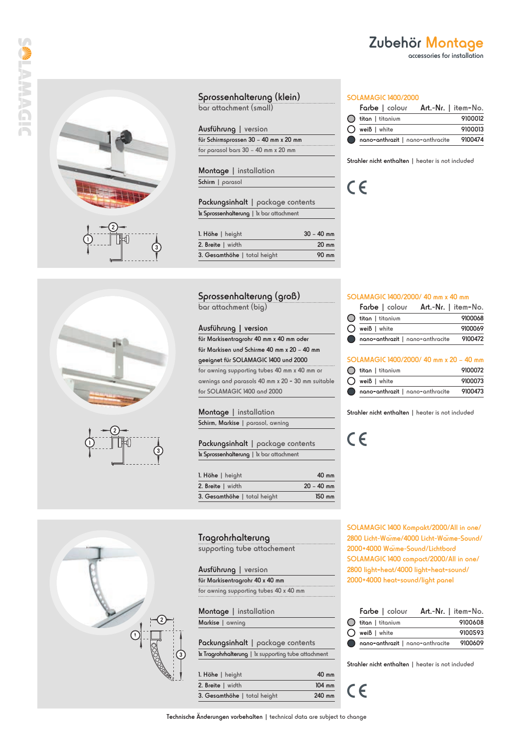# Zubehör Montage

accessories for installation

## Sprossenhalterung (klein)

bar attachment (small)

**Ausführung | version**

für Schirmsprossen 30 – 40 mm x 20 mm

for parasol bars 30 – 40 mm x 20 mm

**Montage | installation**

Schirm | parasol

**Packungsinhalt | package contents**

1x Sprossenhalterung | 1x bar attachment

| | |
|---|---|
| 1. Höhe \| height | 30 – 40 mm |
| 2. Breite \| width | 20 mm |
| 3. Gesamthöhe \| total height | 90 mm |

**SOLAMAGIC 1400/2000**

| Farbe \| colour | Art.-Nr. \| item-No. |
|---|---|
| titan \| titanium | 9100012 |
| weiß \| white | 9100013 |
| nano-anthrazit \| nano-anthracite | 9100474 |

Strahler nicht enthalten | heater is not included

CE

## Sprossenhalterung (groß)

bar attachment (big)

**Ausführung | version**

für Markisentragrohr 40 mm x 40 mm oder

für Markisen und Schirme 40 mm x 20 – 40 mm

geeignet für SOLAMAGIC 1400 und 2000

for awning supporting tubes 40 mm x 40 mm or

awnings and parasols 40 mm x 20 - 30 mm suitable

for SOLAMAGIC 1400 and 2000

**Montage | installation**

Schirm, Markise | parasol, awning

**Packungsinhalt | package contents**

1x Sprossenhalterung | 1x bar attachment

| | |
|---|---|
| 1. Höhe \| height | 40 mm |
| 2. Breite \| width | 20 – 40 mm |
| 3. Gesamthöhe \| total height | 150 mm |

**SOLAMAGIC 1400/2000/ 40 mm x 40 mm**

| Farbe \| colour | Art.-Nr. \| item-No. |
|---|---|
| titan \| titanium | 9100068 |
| weiß \| white | 9100069 |
| nano-anthrazit \| nano-anthracite | 9100472 |

**SOLAMAGIC 1400/2000/ 40 mm x 20 – 40 mm**

| Farbe \| colour | Art.-Nr. \| item-No. |
|---|---|
| titan \| titanium | 9100072 |
| weiß \| white | 9100073 |
| nano-anthrazit \| nano-anthracite | 9100473 |

Strahler nicht enthalten | heater is not included

CE

## Tragrohrhalterung

supporting tube attachement

**Ausführung | version**

für Markisentragrohr 40 x 40 mm

for awning supporting tubes 40 x 40 mm

**Montage | installation**

Markise | awning

**Packungsinhalt | package contents**

1x Tragrohrhalterung | 1x supporting tube attachment

| | |
|---|---|
| 1. Höhe \| height | 40 mm |
| 2. Breite \| width | 104 mm |
| 3. Gesamthöhe \| total height | 240 mm |

**SOLAMAGIC 1400 Kompakt/2000/All in one/ 2800 Licht-Wärme/4000 Licht-Wärme-Sound/ 2000+4000 Wärme-Sound/Lichtbord SOLAMAGIC 1400 compact/2000/All in one/ 2800 light-heat/4000 light-heat-sound/ 2000+4000 heat-sound/light panel**

| Farbe \| colour | Art.-Nr. \| item-No. |
|---|---|
| titan \| titanium | 9100608 |
| weiß \| white | 9100593 |
| nano-anthrazit \| nano-anthracite | 9100609 |

Strahler nicht enthalten | heater is not included

CE

Technische Änderungen vorbehalten | technical data are subject to change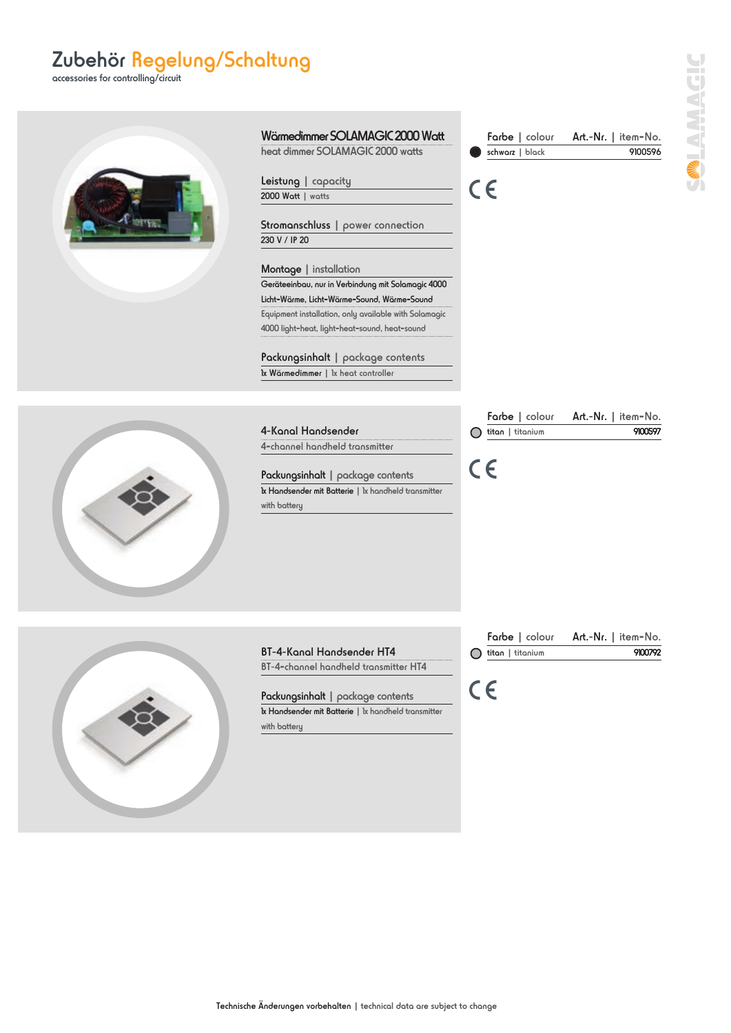# Zubehör Regelung/Schaltung

accessories for controlling/circuit

## Wärmedimmer SOLAMAGIC 2000 Watt

heat dimmer SOLAMAGIC 2000 watts

**Leistung | capacity**

2000 Watt | watts

**Stromanschluss | power connection**

230 V / IP 20

**Montage | installation**

Geräteeinbau, nur in Verbindung mit Solamagic 4000 Licht-Wärme, Licht-Wärme-Sound, Wärme-Sound

Equipment installation, only available with Solamagic 4000 light-heat, light-heat-sound, heat-sound

**Packungsinhalt | package contents**

1x Wärmedimmer | 1x heat controller

| Farbe \| colour | Art.-Nr. \| item-No. |
|---|---|
| schwarz \| black | 9100596 |

CE

## 4-Kanal Handsender

4-channel handheld transmitter

**Packungsinhalt | package contents**

1x Handsender mit Batterie | 1x handheld transmitter with battery

| Farbe \| colour | Art.-Nr. \| item-No. |
|---|---|
| titan \| titanium | 9100597 |

CE

## BT-4-Kanal Handsender HT4

BT-4-channel handheld transmitter HT4

**Packungsinhalt | package contents**

1x Handsender mit Batterie | 1x handheld transmitter with battery

| Farbe \| colour | Art.-Nr. \| item-No. |
|---|---|
| titan \| titanium | 9100792 |

CE

Technische Änderungen vorbehalten | technical data are subject to change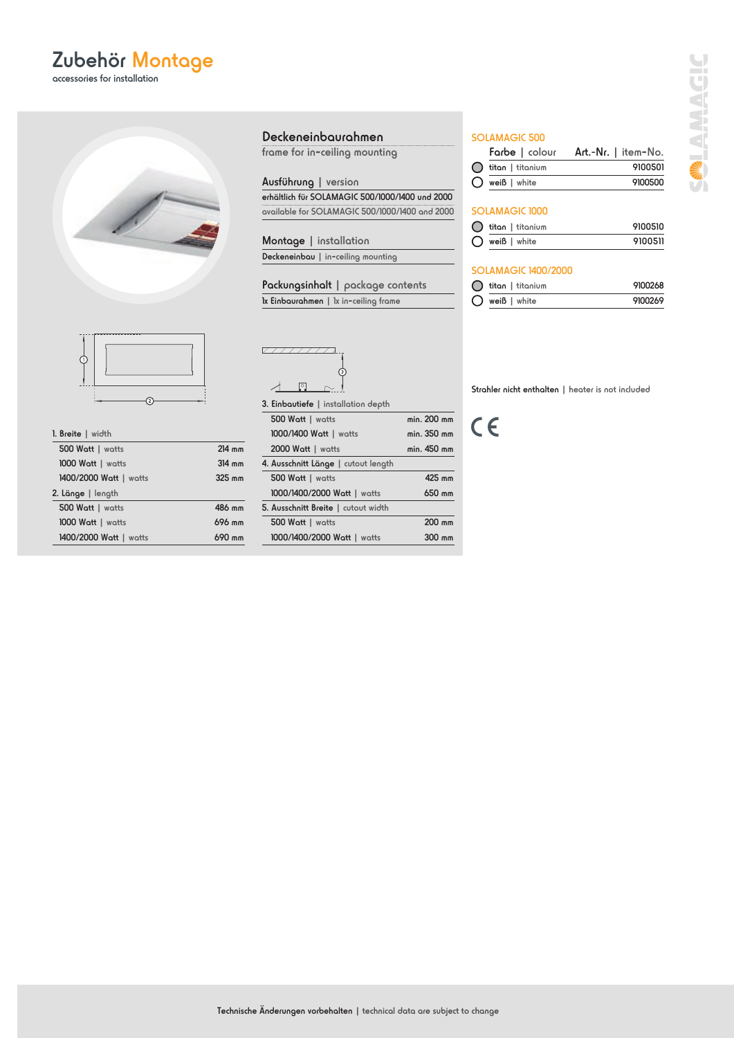# Zubehör Montage

accessories for installation

## Deckeneinbaurahmen

frame for in-ceiling mounting

**Ausführung** | version

erhältlich für SOLAMAGIC 500/1000/1400 und 2000

available for SOLAMAGIC 500/1000/1400 and 2000

**Montage** | installation

Deckeneinbau | in-ceiling mounting

**Packungsinhalt** | package contents

1x Einbaurahmen | 1x in-ceiling frame

| 1. Breite \| width | |
|---|---|
| 500 Watt \| watts | 214 mm |
| 1000 Watt \| watts | 314 mm |
| 1400/2000 Watt \| watts | 325 mm |
| **2. Länge \| length** | |
| 500 Watt \| watts | 486 mm |
| 1000 Watt \| watts | 696 mm |
| 1400/2000 Watt \| watts | 690 mm |

| 3. Einbautiefe \| installation depth | |
|---|---|
| 500 Watt \| watts | min. 200 mm |
| 1000/1400 Watt \| watts | min. 350 mm |
| 2000 Watt \| watts | min. 450 mm |
| **4. Ausschnitt Länge \| cutout length** | |
| 500 Watt \| watts | 425 mm |
| 1000/1400/2000 Watt \| watts | 650 mm |
| **5. Ausschnitt Breite \| cutout width** | |
| 500 Watt \| watts | 200 mm |
| 1000/1400/2000 Watt \| watts | 300 mm |

### SOLAMAGIC 500

| Farbe \| colour | Art.-Nr. \| item-No. |
|---|---|
| titan \| titanium | 9100501 |
| weiß \| white | 9100500 |

### SOLAMAGIC 1000

| Farbe \| colour | Art.-Nr. \| item-No. |
|---|---|
| titan \| titanium | 9100510 |
| weiß \| white | 9100511 |

### SOLAMAGIC 1400/2000

| Farbe \| colour | Art.-Nr. \| item-No. |
|---|---|
| titan \| titanium | 9100268 |
| weiß \| white | 9100269 |

Strahler nicht enthalten | heater is not included

CE

Technische Änderungen vorbehalten | technical data are subject to change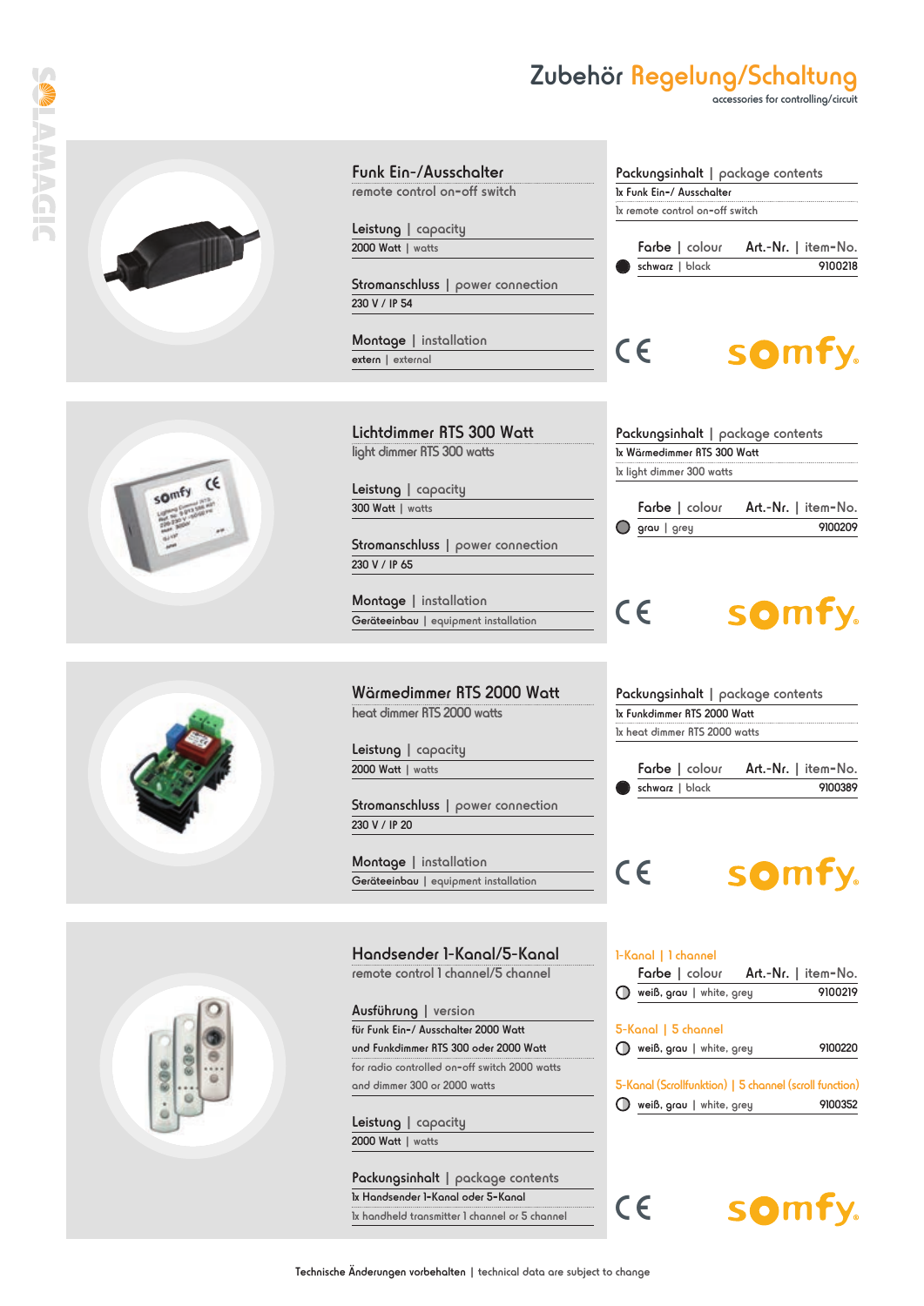# Zubehör Regelung/Schaltung

accessories for controlling/circuit

## Funk Ein-/Ausschalter

remote control on-off switch

**Leistung** | capacity
2000 Watt | watts

**Stromanschluss** | power connection
230 V / IP 54

**Montage** | installation
extern | external

**Packungsinhalt** | package contents
1x Funk Ein-/ Ausschalter
1x remote control on-off switch

| Farbe \| colour | Art.-Nr. \| item-No. |
|---|---|
| schwarz \| black | 9100218 |

CE somfy

## Lichtdimmer RTS 300 Watt

light dimmer RTS 300 watts

**Leistung** | capacity
300 Watt | watts

**Stromanschluss** | power connection
230 V / IP 65

**Montage** | installation
Geräteeinbau | equipment installation

**Packungsinhalt** | package contents
1x Wärmedimmer RTS 300 Watt
1x light dimmer 300 watts

| Farbe \| colour | Art.-Nr. \| item-No. |
|---|---|
| grau \| grey | 9100209 |

CE somfy

## Wärmedimmer RTS 2000 Watt

heat dimmer RTS 2000 watts

**Leistung** | capacity
2000 Watt | watts

**Stromanschluss** | power connection
230 V / IP 20

**Montage** | installation
Geräteeinbau | equipment installation

**Packungsinhalt** | package contents
1x Funkdimmer RTS 2000 Watt
1x heat dimmer RTS 2000 watts

| Farbe \| colour | Art.-Nr. \| item-No. |
|---|---|
| schwarz \| black | 9100389 |

CE somfy

## Handsender 1-Kanal/5-Kanal

remote control 1 channel/5 channel

**Ausführung** | version
für Funk Ein-/ Ausschalter 2000 Watt
und Funkdimmer RTS 300 oder 2000 Watt
for radio controlled on-off switch 2000 watts
and dimmer 300 or 2000 watts

**Leistung** | capacity
2000 Watt | watts

**Packungsinhalt** | package contents
1x Handsender 1-Kanal oder 5-Kanal
1x handheld transmitter 1 channel or 5 channel

**1-Kanal | 1 channel**

| Farbe \| colour | Art.-Nr. \| item-No. |
|---|---|
| weiß, grau \| white, grey | 9100219 |

**5-Kanal | 5 channel**

| Farbe \| colour | Art.-Nr. \| item-No. |
|---|---|
| weiß, grau \| white, grey | 9100220 |

**5-Kanal (Scrollfunktion) | 5 channel (scroll function)**

| Farbe \| colour | Art.-Nr. \| item-No. |
|---|---|
| weiß, grau \| white, grey | 9100352 |

CE somfy

Technische Änderungen vorbehalten | technical data are subject to change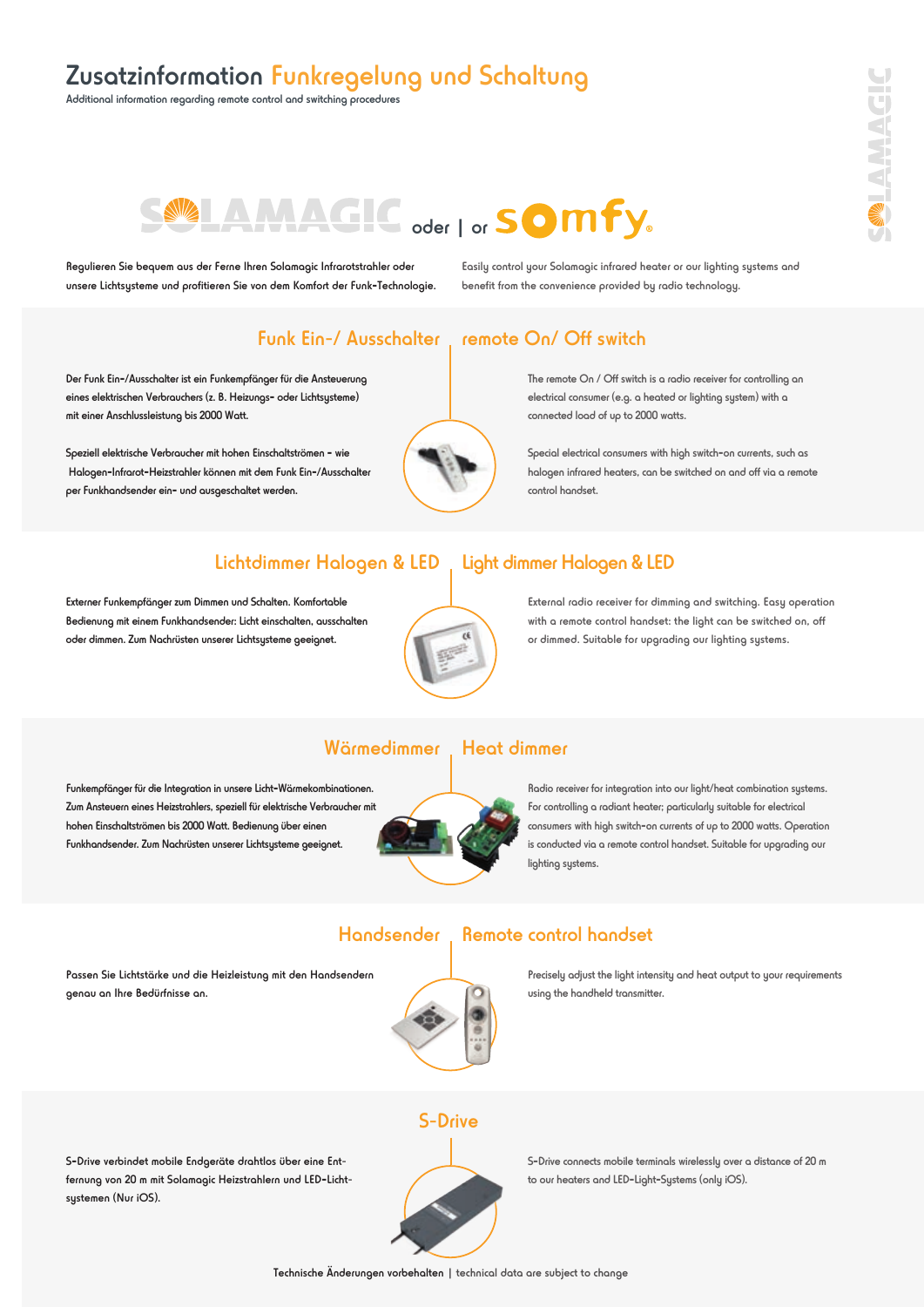# Zusatzinformation Funkregelung und Schaltung

Additional information regarding remote control and switching procedures

SOLAMAGIC oder | or somfy

Regulieren Sie bequem aus der Ferne Ihren Solamagic Infrarotstrahler oder unsere Lichtsysteme und profitieren Sie von dem Komfort der Funk-Technologie.

Easily control your Solamagic infrared heater or our lighting systems and benefit from the convenience provided by radio technology.

## Funk Ein-/ Ausschalter | remote On/ Off switch

Der Funk Ein-/Ausschalter ist ein Funkempfänger für die Ansteuerung eines elektrischen Verbrauchers (z. B. Heizungs- oder Lichtsysteme) mit einer Anschlussleistung bis 2000 Watt.

Speziell elektrische Verbraucher mit hohen Einschaltströmen - wie Halogen-Infrarot-Heizstrahler können mit dem Funk Ein-/Ausschalter per Funkhandsender ein- und ausgeschaltet werden.

The remote On / Off switch is a radio receiver for controlling an electrical consumer (e.g. a heated or lighting system) with a connected load of up to 2000 watts.

Special electrical consumers with high switch-on currents, such as halogen infrared heaters, can be switched on and off via a remote control handset.

## Lichtdimmer Halogen & LED | Light dimmer Halogen & LED

Externer Funkempfänger zum Dimmen und Schalten. Komfortable Bedienung mit einem Funkhandsender: Licht einschalten, ausschalten oder dimmen. Zum Nachrüsten unserer Lichtsysteme geeignet.

External radio receiver for dimming and switching. Easy operation with a remote control handset: the light can be switched on, off or dimmed. Suitable for upgrading our lighting systems.

## Wärmedimmer | Heat dimmer

Funkempfänger für die Integration in unsere Licht-Wärmekombinationen. Zum Ansteuern eines Heizstrahlers, speziell für elektrische Verbraucher mit hohen Einschaltströmen bis 2000 Watt. Bedienung über einen Funkhandsender. Zum Nachrüsten unserer Lichtsysteme geeignet.

Radio receiver for integration into our light/heat combination systems. For controlling a radiant heater; particularly suitable for electrical consumers with high switch-on currents of up to 2000 watts. Operation is conducted via a remote control handset. Suitable for upgrading our lighting systems.

## Handsender | Remote control handset

Passen Sie Lichtstärke und die Heizleistung mit den Handsendern genau an Ihre Bedürfnisse an.

Precisely adjust the light intensity and heat output to your requirements using the handheld transmitter.

## S-Drive

S-Drive verbindet mobile Endgeräte drahtlos über eine Entfernung von 20 m mit Solamagic Heizstrahlern und LED-Lichtsystemen (Nur iOS).

S-Drive connects mobile terminals wirelessly over a distance of 20 m to our heaters and LED-Light-Systems (only iOS).

Technische Änderungen vorbehalten | technical data are subject to change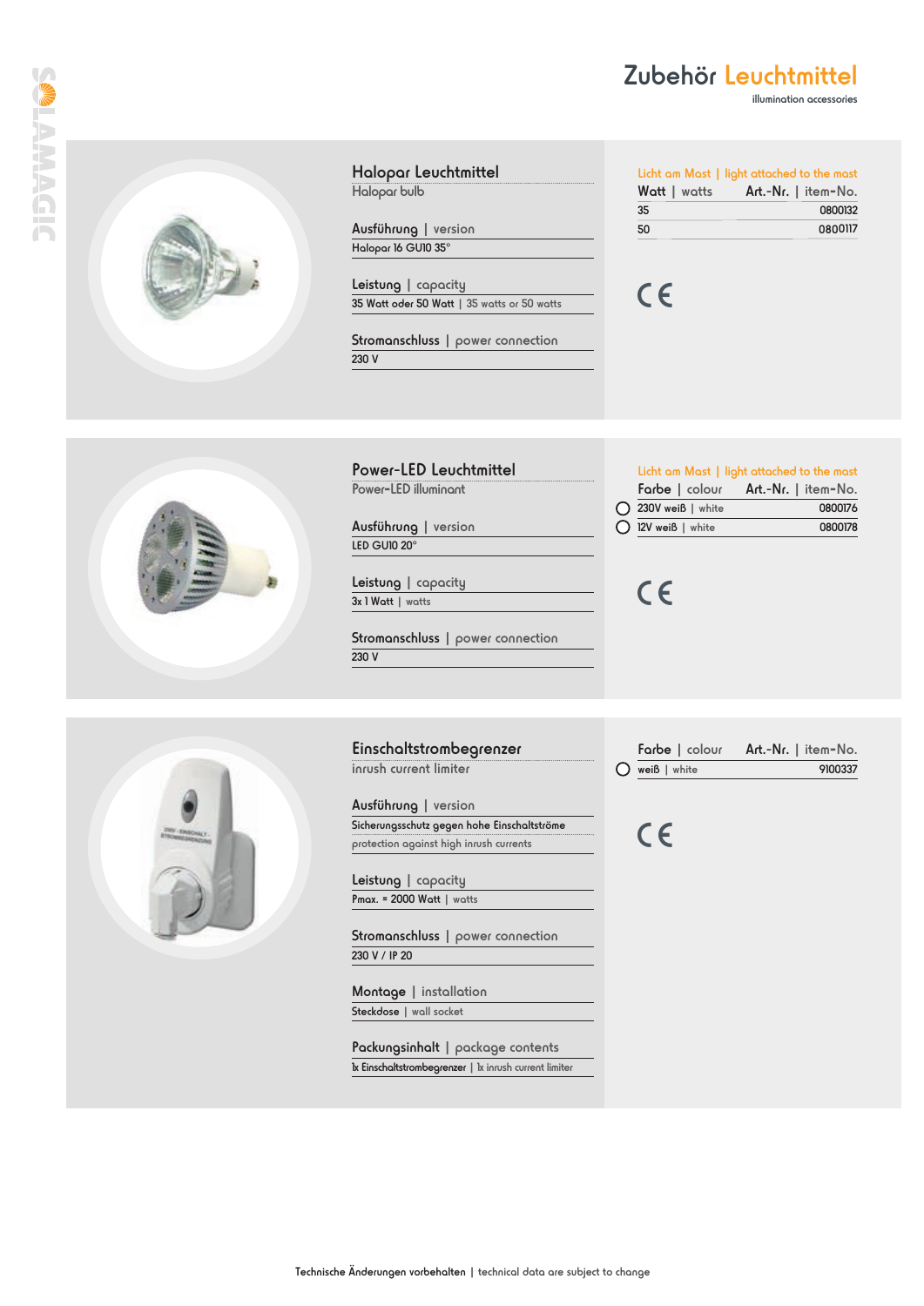# Zubehör Leuchtmittel

illumination accessories

## Halopar Leuchtmittel

Halopar bulb

**Ausführung** | version

Halopar 16 GU10 35°

**Leistung** | capacity

35 Watt oder 50 Watt | 35 watts or 50 watts

**Stromanschluss** | power connection

230 V

Licht am Mast | light attached to the mast

| Watt \| watts | Art.-Nr. \| item-No. |
|---|---|
| 35 | 0800132 |
| 50 | 0800117 |

CE

## Power-LED Leuchtmittel

Power-LED illuminant

**Ausführung** | version

LED GU10 20°

**Leistung** | capacity

3x 1 Watt | watts

**Stromanschluss** | power connection

230 V

Licht am Mast | light attached to the mast

| Farbe \| colour | Art.-Nr. \| item-No. |
|---|---|
| 230V weiß \| white | 0800176 |
| 12V weiß \| white | 0800178 |

CE

## Einschaltstrombegrenzer

inrush current limiter

**Ausführung** | version

Sicherungsschutz gegen hohe Einschaltströme

protection against high inrush currents

**Leistung** | capacity

Pmax. = 2000 Watt | watts

**Stromanschluss** | power connection

230 V / IP 20

**Montage** | installation

Steckdose | wall socket

**Packungsinhalt** | package contents

1x Einschaltstrombegrenzer | 1x inrush current limiter

| Farbe \| colour | Art.-Nr. \| item-No. |
|---|---|
| weiß \| white | 9100337 |

CE

Technische Änderungen vorbehalten | technical data are subject to change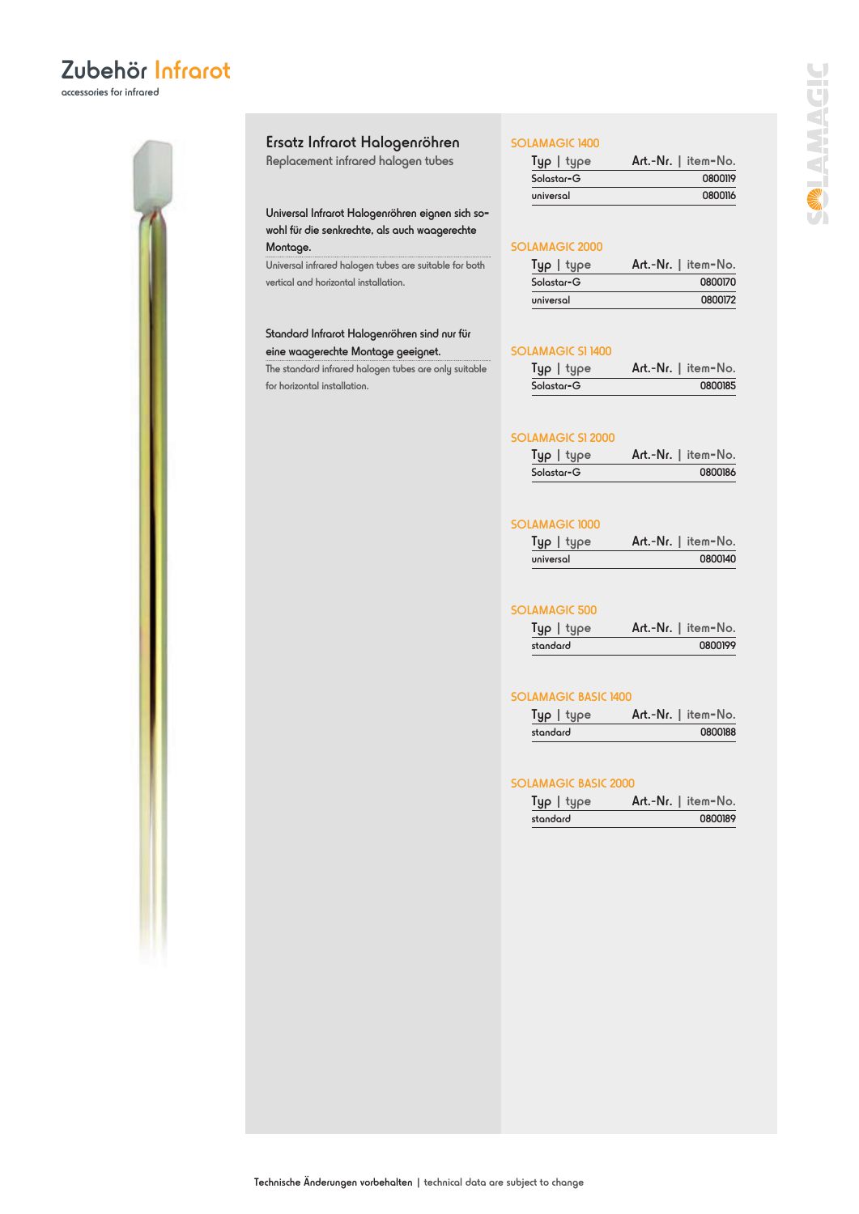# Zubehör Infrarot

accessories for infrared

## Ersatz Infrarot Halogenröhren

Replacement infrared halogen tubes

Universal Infrarot Halogenröhren eignen sich sowohl für die senkrechte, als auch waagerechte Montage.

Universal infrared halogen tubes are suitable for both vertical and horizontal installation.

Standard Infrarot Halogenröhren sind nur für eine waagerechte Montage geeignet.

The standard infrared halogen tubes are only suitable for horizontal installation.

### SOLAMAGIC 1400

| Typ \| type | Art.-Nr. \| item-No. |
|---|---|
| Solastar-G | 0800119 |
| universal | 0800116 |

### SOLAMAGIC 2000

| Typ \| type | Art.-Nr. \| item-No. |
|---|---|
| Solastar-G | 0800170 |
| universal | 0800172 |

### SOLAMAGIC SI 1400

| Typ \| type | Art.-Nr. \| item-No. |
|---|---|
| Solastar-G | 0800185 |

### SOLAMAGIC SI 2000

| Typ \| type | Art.-Nr. \| item-No. |
|---|---|
| Solastar-G | 0800186 |

### SOLAMAGIC 1000

| Typ \| type | Art.-Nr. \| item-No. |
|---|---|
| universal | 0800140 |

### SOLAMAGIC 500

| Typ \| type | Art.-Nr. \| item-No. |
|---|---|
| standard | 0800199 |

### SOLAMAGIC BASIC 1400

| Typ \| type | Art.-Nr. \| item-No. |
|---|---|
| standard | 0800188 |

### SOLAMAGIC BASIC 2000

| Typ \| type | Art.-Nr. \| item-No. |
|---|---|
| standard | 0800189 |

Technische Änderungen vorbehalten | technical data are subject to change